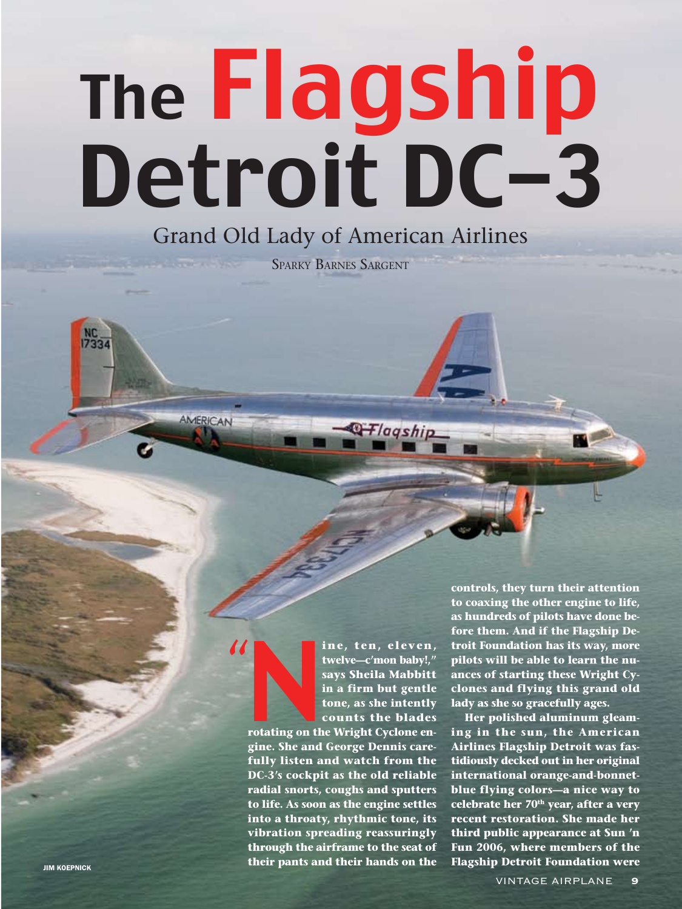# The Flagship Detroit DC-3

## Grand Old Lady of American Airlines

Sparky Barnes Sargent

JIM KOEPNICK

**"Nine, ten, eleven, twelve—c'mon baby!," says Sheila Mabbitt in a firm but gentle tone, as she intently counts the blades rotating on the Wright Cyclone engine. She and George Dennis carefully listen and watch from the DC-3's cockpit as the old reliable radial snorts, coughs and sputters to life. As soon as the engine settles into a throaty, rhythmic tone, its vibration spreading reassuringly through the airframe to the seat of their pants and their hands on the controls, they turn their attention to coaxing the other engine to life, as hundreds of pilots have done before them. And if the Flagship Detroit Foundation has its way, more pilots will be able to learn the nuances of starting these Wright Cyclones and flying this grand old lady as she so gracefully ages.**

**Her polished aluminum gleaming in the sun, the American Airlines Flagship Detroit was fastidiously decked out in her original international orange-and-bonnet-blue flying colors—a nice way to celebrate her 70th year, after a very recent restoration. She made her third public appearance at Sun 'n Fun 2006, where members of the Flagship Detroit Foundation were**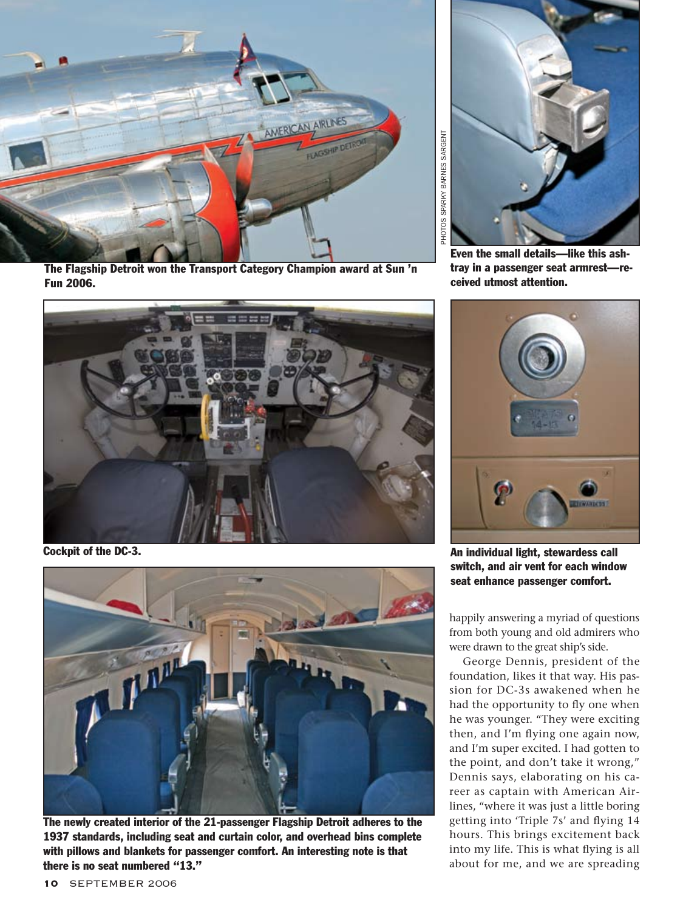**The Flagship Detroit won the Transport Category Champion award at Sun 'n Fun 2006.**

PHOTOS SPARKY BARNES SARGENT

**Even the small details—like this ashtray in a passenger seat armrest—received utmost attention.**

**Cockpit of the DC-3.**

**An individual light, stewardess call switch, and air vent for each window seat enhance passenger comfort.**

**The newly created interior of the 21-passenger Flagship Detroit adheres to the 1937 standards, including seat and curtain color, and overhead bins complete with pillows and blankets for passenger comfort. An interesting note is that there is no seat numbered "13."**

happily answering a myriad of questions from both young and old admirers who were drawn to the great ship's side.

George Dennis, president of the foundation, likes it that way. His passion for DC-3s awakened when he had the opportunity to fly one when he was younger. "They were exciting then, and I'm flying one again now, and I'm super excited. I had gotten to the point, and don't take it wrong," Dennis says, elaborating on his career as captain with American Airlines, "where it was just a little boring getting into 'Triple 7s' and flying 14 hours. This brings excitement back into my life. This is what flying is all about for me, and we are spreading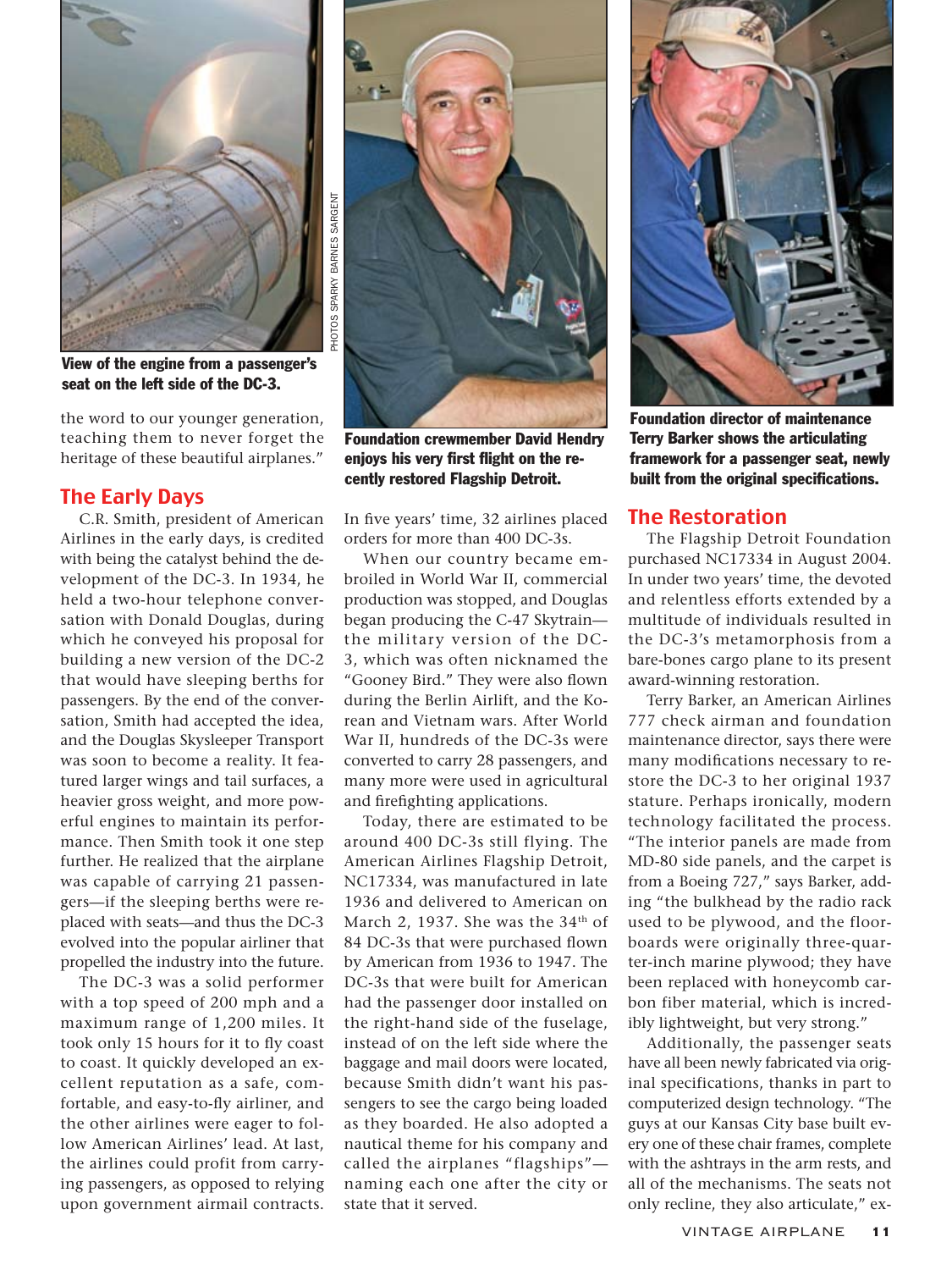View of the engine from a passenger's seat on the left side of the DC-3.

PHOTOS SPARKY BARNES SARGENT

Foundation crewmember David Hendry enjoys his very first flight on the recently restored Flagship Detroit.

Foundation director of maintenance Terry Barker shows the articulating framework for a passenger seat, newly built from the original specifications.

the word to our younger generation, teaching them to never forget the heritage of these beautiful airplanes."

## The Early Days

C.R. Smith, president of American Airlines in the early days, is credited with being the catalyst behind the development of the DC-3. In 1934, he held a two-hour telephone conversation with Donald Douglas, during which he conveyed his proposal for building a new version of the DC-2 that would have sleeping berths for passengers. By the end of the conversation, Smith had accepted the idea, and the Douglas Skysleeper Transport was soon to become a reality. It featured larger wings and tail surfaces, a heavier gross weight, and more powerful engines to maintain its performance. Then Smith took it one step further. He realized that the airplane was capable of carrying 21 passengers—if the sleeping berths were replaced with seats—and thus the DC-3 evolved into the popular airliner that propelled the industry into the future.

The DC-3 was a solid performer with a top speed of 200 mph and a maximum range of 1,200 miles. It took only 15 hours for it to fly coast to coast. It quickly developed an excellent reputation as a safe, comfortable, and easy-to-fly airliner, and the other airlines were eager to follow American Airlines' lead. At last, the airlines could profit from carrying passengers, as opposed to relying upon government airmail contracts. In five years' time, 32 airlines placed orders for more than 400 DC-3s.

When our country became embroiled in World War II, commercial production was stopped, and Douglas began producing the C-47 Skytrain—the military version of the DC-3, which was often nicknamed the "Gooney Bird." They were also flown during the Berlin Airlift, and the Korean and Vietnam wars. After World War II, hundreds of the DC-3s were converted to carry 28 passengers, and many more were used in agricultural and firefighting applications.

Today, there are estimated to be around 400 DC-3s still flying. The American Airlines Flagship Detroit, NC17334, was manufactured in late 1936 and delivered to American on March 2, 1937. She was the 34th of 84 DC-3s that were purchased flown by American from 1936 to 1947. The DC-3s that were built for American had the passenger door installed on the right-hand side of the fuselage, instead of on the left side where the baggage and mail doors were located, because Smith didn't want his passengers to see the cargo being loaded as they boarded. He also adopted a nautical theme for his company and called the airplanes "flagships"—naming each one after the city or state that it served.

## The Restoration

The Flagship Detroit Foundation purchased NC17334 in August 2004. In under two years' time, the devoted and relentless efforts extended by a multitude of individuals resulted in the DC-3's metamorphosis from a bare-bones cargo plane to its present award-winning restoration.

Terry Barker, an American Airlines 777 check airman and foundation maintenance director, says there were many modifications necessary to restore the DC-3 to her original 1937 stature. Perhaps ironically, modern technology facilitated the process. "The interior panels are made from MD-80 side panels, and the carpet is from a Boeing 727," says Barker, adding "the bulkhead by the radio rack used to be plywood, and the floorboards were originally three-quarter-inch marine plywood; they have been replaced with honeycomb carbon fiber material, which is incredibly lightweight, but very strong."

Additionally, the passenger seats have all been newly fabricated via original specifications, thanks in part to computerized design technology. "The guys at our Kansas City base built every one of these chair frames, complete with the ashtrays in the arm rests, and all of the mechanisms. The seats not only recline, they also articulate," ex-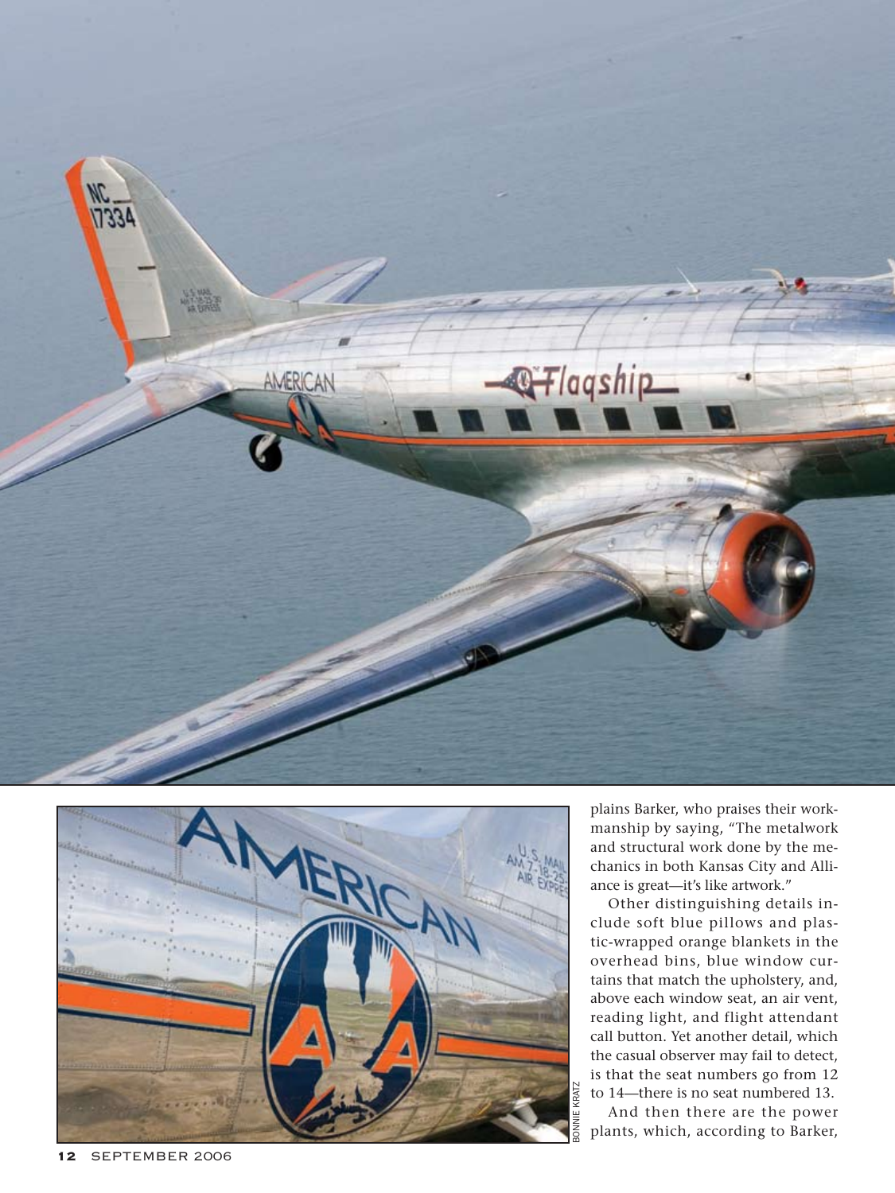plains Barker, who praises their workmanship by saying, "The metalwork and structural work done by the mechanics in both Kansas City and Alliance is great—it's like artwork."

Other distinguishing details include soft blue pillows and plastic-wrapped orange blankets in the overhead bins, blue window curtains that match the upholstery, and, above each window seat, an air vent, reading light, and flight attendant call button. Yet another detail, which the casual observer may fail to detect, is that the seat numbers go from 12 to 14—there is no seat numbered 13.

And then there are the power plants, which, according to Barker,

BONNIE KRATZ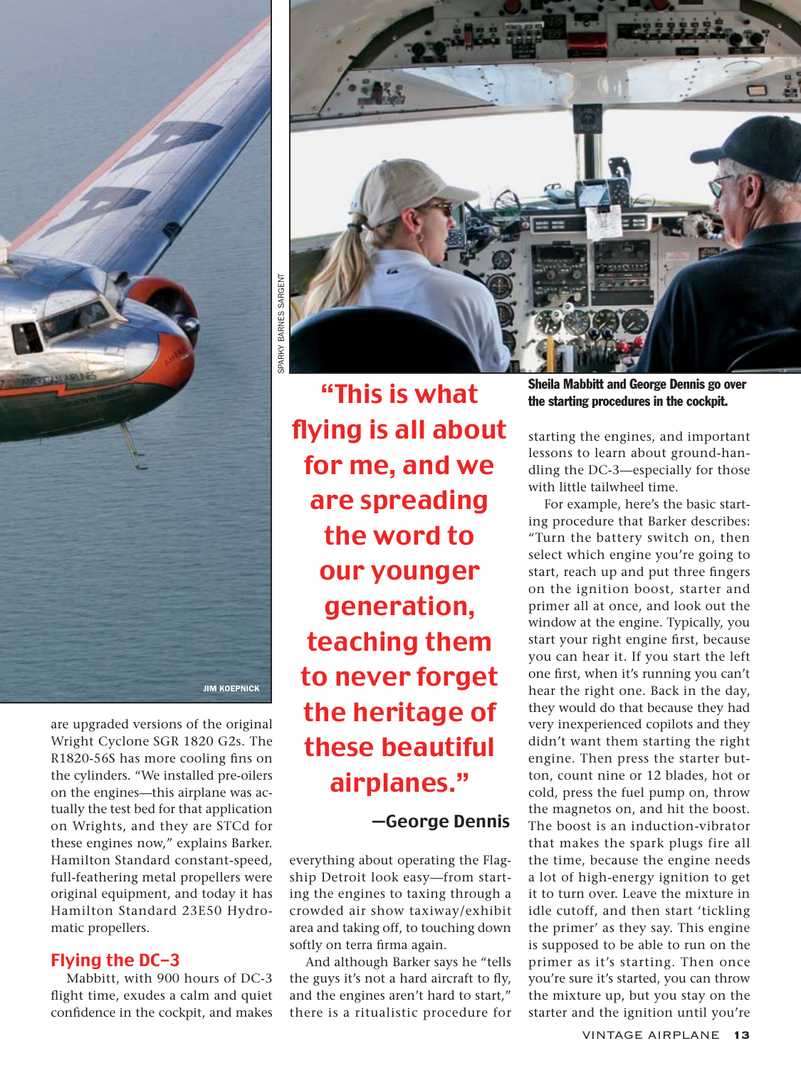are upgraded versions of the original Wright Cyclone SGR 1820 G2s. The R1820-56S has more cooling fins on the cylinders. "We installed pre-oilers on the engines—this airplane was actually the test bed for that application on Wrights, and they are STCd for these engines now," explains Barker. Hamilton Standard constant-speed, full-feathering metal propellers were original equipment, and today it has Hamilton Standard 23E50 Hydromatic propellers.

## Flying the DC-3

Mabbitt, with 900 hours of DC-3 flight time, exudes a calm and quiet confidence in the cockpit, and makes everything about operating the Flagship Detroit look easy—from starting the engines to taxing through a crowded air show taxiway/exhibit area and taking off, to touching down softly on terra firma again.

And although Barker says he "tells the guys it's not a hard aircraft to fly, and the engines aren't hard to start," there is a ritualistic procedure for starting the engines, and important lessons to learn about ground-handling the DC-3—especially for those with little tailwheel time.

**"This is what flying is all about for me, and we are spreading the word to our younger generation, teaching them to never forget the heritage of these beautiful airplanes."**

**—George Dennis**

**Sheila Mabbitt and George Dennis go over the starting procedures in the cockpit.**

For example, here's the basic starting procedure that Barker describes: "Turn the battery switch on, then select which engine you're going to start, reach up and put three fingers on the ignition boost, starter and primer all at once, and look out the window at the engine. Typically, you start your right engine first, because you can hear it. If you start the left one first, when it's running you can't hear the right one. Back in the day, they would do that because they had very inexperienced copilots and they didn't want them starting the right engine. Then press the starter button, count nine or 12 blades, hot or cold, press the fuel pump on, throw the magnetos on, and hit the boost. The boost is an induction-vibrator that makes the spark plugs fire all the time, because the engine needs a lot of high-energy ignition to get it to turn over. Leave the mixture in idle cutoff, and then start 'tickling the primer' as they say. This engine is supposed to be able to run on the primer as it's starting. Then once you're sure it's started, you can throw the mixture up, but you stay on the starter and the ignition until you're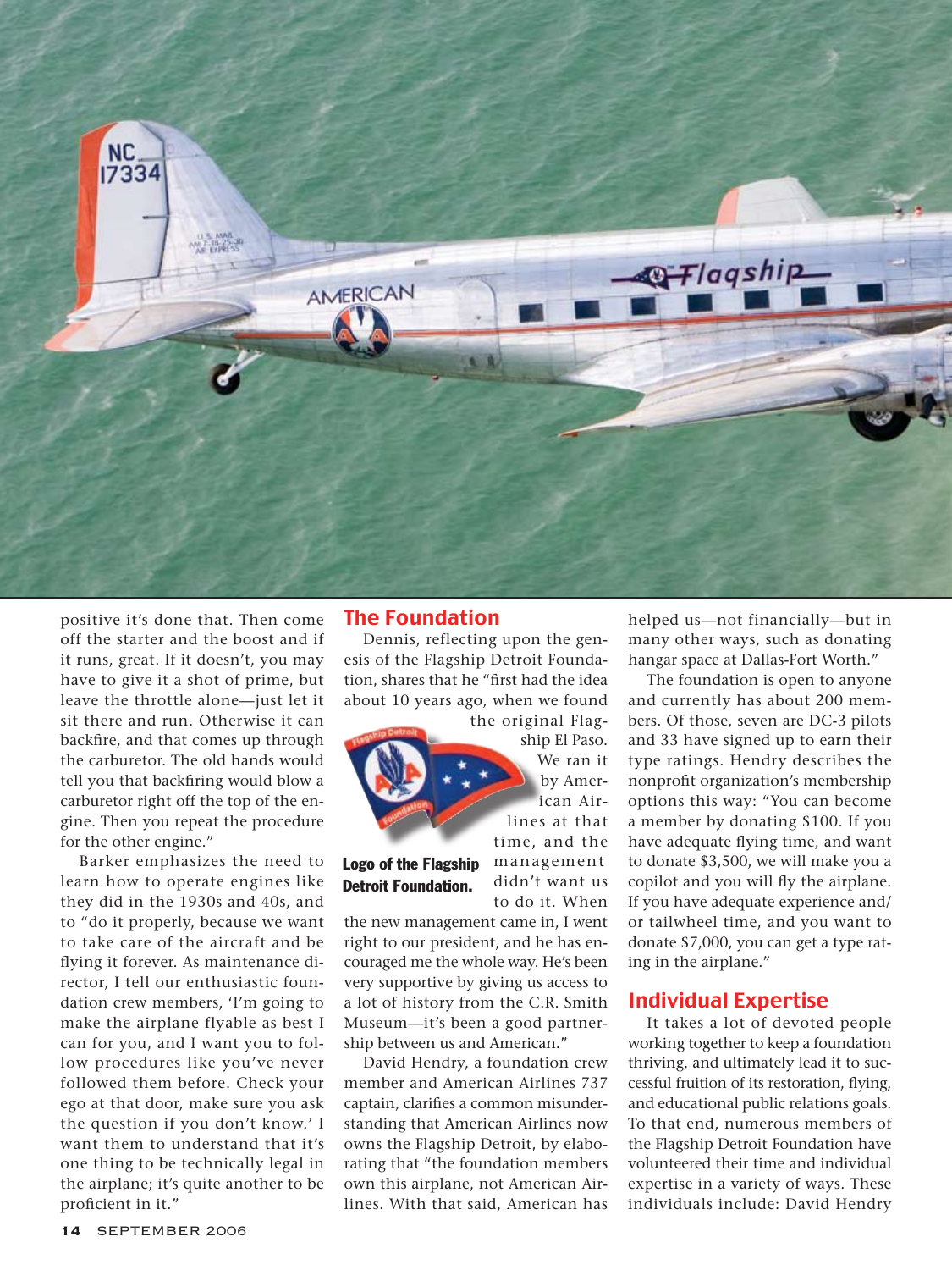positive it's done that. Then come off the starter and the boost and if it runs, great. If it doesn't, you may have to give it a shot of prime, but leave the throttle alone—just let it sit there and run. Otherwise it can backfire, and that comes up through the carburetor. The old hands would tell you that backfiring would blow a carburetor right off the top of the engine. Then you repeat the procedure for the other engine."

Barker emphasizes the need to learn how to operate engines like they did in the 1930s and 40s, and to "do it properly, because we want to take care of the aircraft and be flying it forever. As maintenance director, I tell our enthusiastic foundation crew members, 'I'm going to make the airplane flyable as best I can for you, and I want you to follow procedures like you've never followed them before. Check your ego at that door, make sure you ask the question if you don't know.' I want them to understand that it's one thing to be technically legal in the airplane; it's quite another to be proficient in it."

## The Foundation

Dennis, reflecting upon the genesis of the Flagship Detroit Foundation, shares that he "first had the idea about 10 years ago, when we found the original Flagship El Paso. We ran it by American Airlines at that time, and the management didn't want us to do it. When the new management came in, I went right to our president, and he has encouraged me the whole way. He's been very supportive by giving us access to a lot of history from the C.R. Smith Museum—it's been a good partnership between us and American."

**Logo of the Flagship Detroit Foundation.**

David Hendry, a foundation crew member and American Airlines 737 captain, clarifies a common misunderstanding that American Airlines now owns the Flagship Detroit, by elaborating that "the foundation members own this airplane, not American Airlines. With that said, American has helped us—not financially—but in many other ways, such as donating hangar space at Dallas-Fort Worth."

The foundation is open to anyone and currently has about 200 members. Of those, seven are DC-3 pilots and 33 have signed up to earn their type ratings. Hendry describes the nonprofit organization's membership options this way: "You can become a member by donating $100. If you have adequate flying time, and want to donate $3,500, we will make you a copilot and you will fly the airplane. If you have adequate experience and/or tailwheel time, and you want to donate $7,000, you can get a type rating in the airplane."

## Individual Expertise

It takes a lot of devoted people working together to keep a foundation thriving, and ultimately lead it to successful fruition of its restoration, flying, and educational public relations goals. To that end, numerous members of the Flagship Detroit Foundation have volunteered their time and individual expertise in a variety of ways. These individuals include: David Hendry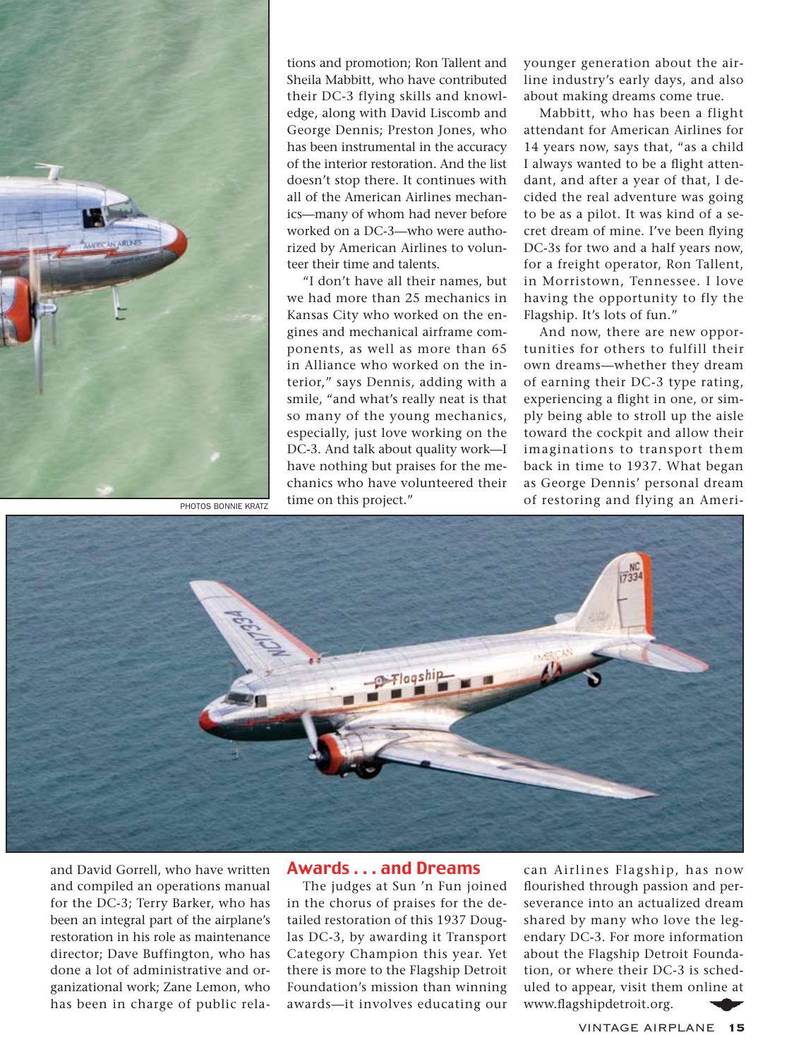tions and promotion; Ron Tallent and Sheila Mabbitt, who have contributed their DC-3 flying skills and knowledge, along with David Liscomb and George Dennis; Preston Jones, who has been instrumental in the accuracy of the interior restoration. And the list doesn't stop there. It continues with all of the American Airlines mechanics—many of whom had never before worked on a DC-3—who were authorized by American Airlines to volunteer their time and talents.

"I don't have all their names, but we had more than 25 mechanics in Kansas City who worked on the engines and mechanical airframe components, as well as more than 65 in Alliance who worked on the interior," says Dennis, adding with a smile, "and what's really neat is that so many of the young mechanics, especially, just love working on the DC-3. And talk about quality work—I have nothing but praises for the mechanics who have volunteered their time on this project."

younger generation about the airline industry's early days, and also about making dreams come true.

Mabbitt, who has been a flight attendant for American Airlines for 14 years now, says that, "as a child I always wanted to be a flight attendant, and after a year of that, I decided the real adventure was going to be as a pilot. It was kind of a secret dream of mine. I've been flying DC-3s for two and a half years now, for a freight operator, Ron Tallent, in Morristown, Tennessee. I love having the opportunity to fly the Flagship. It's lots of fun."

And now, there are new opportunities for others to fulfill their own dreams—whether they dream of earning their DC-3 type rating, experiencing a flight in one, or simply being able to stroll up the aisle toward the cockpit and allow their imaginations to transport them back in time to 1937. What began as George Dennis' personal dream of restoring and flying an American Airlines Flagship, has now flourished through passion and perseverance into an actualized dream shared by many who love the legendary DC-3. For more information about the Flagship Detroit Foundation, or where their DC-3 is scheduled to appear, visit them online at www.flagshipdetroit.org.

PHOTOS BONNIE KRATZ

and David Gorrell, who have written and compiled an operations manual for the DC-3; Terry Barker, who has been an integral part of the airplane's restoration in his role as maintenance director; Dave Buffington, who has done a lot of administrative and organizational work; Zane Lemon, who has been in charge of public rela-

## Awards . . . and Dreams

The judges at Sun 'n Fun joined in the chorus of praises for the detailed restoration of this 1937 Douglas DC-3, by awarding it Transport Category Champion this year. Yet there is more to the Flagship Detroit Foundation's mission than winning awards—it involves educating our